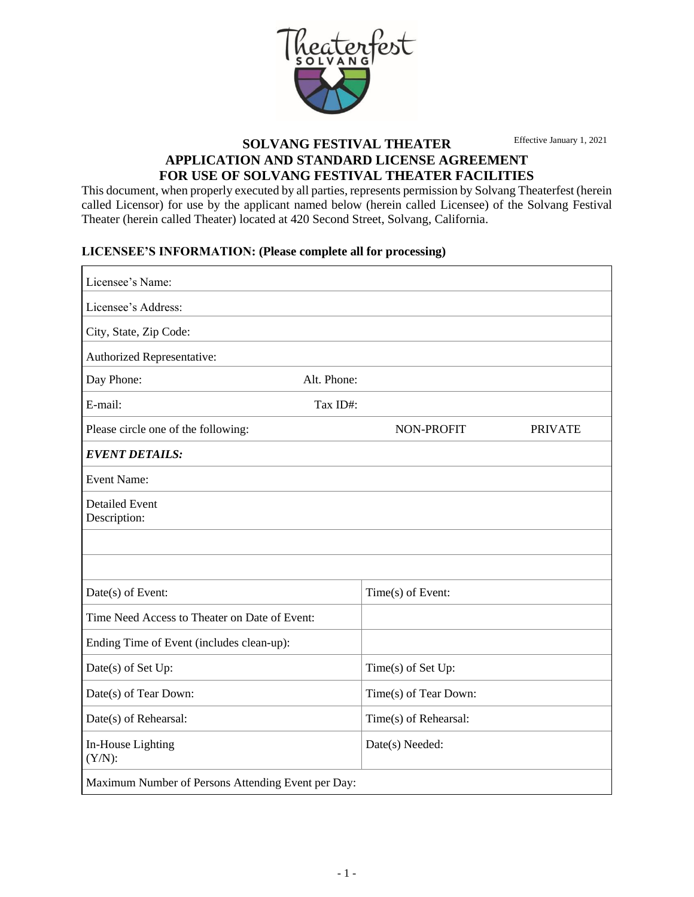Effective January 1, 2021

# SOLVANG FESTIVAL THEATER
## APPLICATION AND STANDARD LICENSE AGREEMENT FOR USE OF SOLVANG FESTIVAL THEATER FACILITIES

This document, when properly executed by all parties, represents permission by Solvang Theaterfest (herein called Licensor) for use by the applicant named below (herein called Licensee) of the Solvang Festival Theater (herein called Theater) located at 420 Second Street, Solvang, California.

**LICENSEE'S INFORMATION: (Please complete all for processing)**

| | |
|---|---|
| Licensee's Name: | |
| Licensee's Address: | |
| City, State, Zip Code: | |
| Authorized Representative: | |
| Day Phone: | Alt. Phone: |
| E-mail: | Tax ID#: |
| Please circle one of the following: | NON-PROFIT PRIVATE |
| ***EVENT DETAILS:*** | |
| Event Name: | |
| Detailed Event Description: | |
| | |
| | |
| Date(s) of Event: | Time(s) of Event: |
| Time Need Access to Theater on Date of Event: | |
| Ending Time of Event (includes clean-up): | |
| Date(s) of Set Up: | Time(s) of Set Up: |
| Date(s) of Tear Down: | Time(s) of Tear Down: |
| Date(s) of Rehearsal: | Time(s) of Rehearsal: |
| In-House Lighting (Y/N): | Date(s) Needed: |
| Maximum Number of Persons Attending Event per Day: | |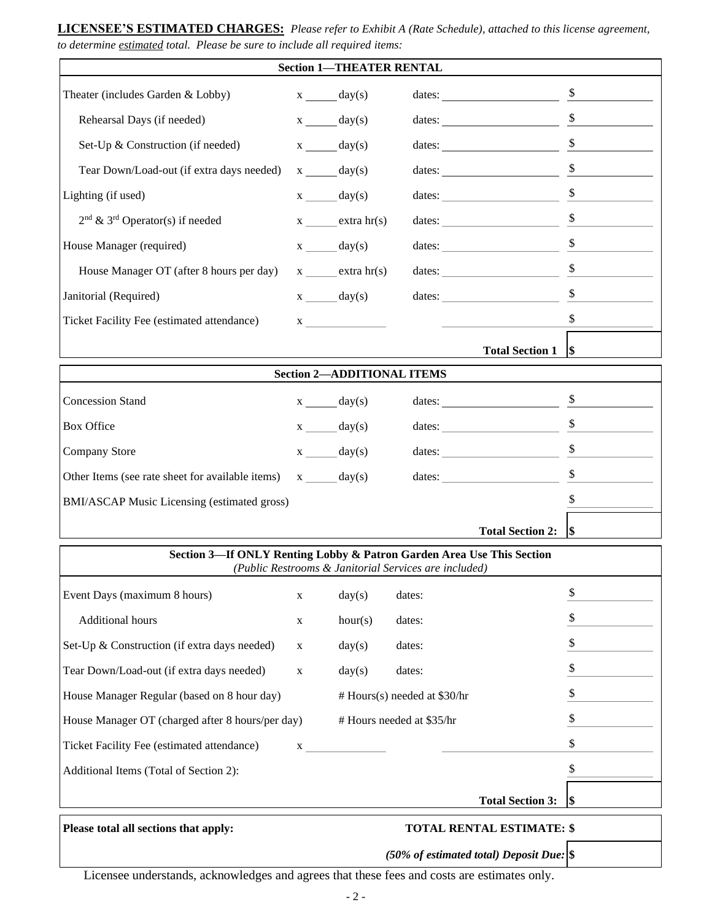**LICENSEE'S ESTIMATED CHARGES:** *Please refer to Exhibit A (Rate Schedule), attached to this license agreement, to determine estimated total. Please be sure to include all required items:*

| Section 1—THEATER RENTAL | | | |
|---|---|---|---|
| Theater (includes Garden & Lobby) | x ______ day(s) | dates: ____________ | $ ________ |
| Rehearsal Days (if needed) | x ______ day(s) | dates: ____________ | $ ________ |
| Set-Up & Construction (if needed) | x ______ day(s) | dates: ____________ | $ ________ |
| Tear Down/Load-out (if extra days needed) | x ______ day(s) | dates: ____________ | $ ________ |
| Lighting (if used) | x ______ day(s) | dates: ____________ | $ ________ |
| 2nd & 3rd Operator(s) if needed | x ______ extra hr(s) | dates: ____________ | $ ________ |
| House Manager (required) | x ______ day(s) | dates: ____________ | $ ________ |
| House Manager OT (after 8 hours per day) | x ______ extra hr(s) | dates: ____________ | $ ________ |
| Janitorial (Required) | x ______ day(s) | dates: ____________ | $ ________ |
| Ticket Facility Fee (estimated attendance) | x ____________ | ____________ | $ ________ |
| | | **Total Section 1** | **$** |

| Section 2—ADDITIONAL ITEMS | | | |
|---|---|---|---|
| Concession Stand | x ______ day(s) | dates: ____________ | $ ________ |
| Box Office | x ______ day(s) | dates: ____________ | $ ________ |
| Company Store | x ______ day(s) | dates: ____________ | $ ________ |
| Other Items (see rate sheet for available items) | x ______ day(s) | dates: ____________ | $ ________ |
| BMI/ASCAP Music Licensing (estimated gross) | | | $ ________ |
| | | **Total Section 2:** | **$** |

| Section 3—If ONLY Renting Lobby & Patron Garden Area Use This Section *(Public Restrooms & Janitorial Services are included)* | | | | |
|---|---|---|---|---|
| Event Days (maximum 8 hours) | x | day(s) | dates: | $ ________ |
| Additional hours | x | hour(s) | dates: | $ ________ |
| Set-Up & Construction (if extra days needed) | x | day(s) | dates: | $ ________ |
| Tear Down/Load-out (if extra days needed) | x | day(s) | dates: | $ ________ |
| House Manager Regular (based on 8 hour day) | | # Hours(s) needed at $30/hr | | $ ________ |
| House Manager OT (charged after 8 hours/per day) | | # Hours needed at $35/hr | | $ ________ |
| Ticket Facility Fee (estimated attendance) | x ____________ | | ____________ | $ ________ |
| Additional Items (Total of Section 2): | | | | $ ________ |
| | | | **Total Section 3:** | **$** |

| **Please total all sections that apply:** | **TOTAL RENTAL ESTIMATE: $** |
|---|---|
| | ***(50% of estimated total) Deposit Due:*** **$** |

Licensee understands, acknowledges and agrees that these fees and costs are estimates only.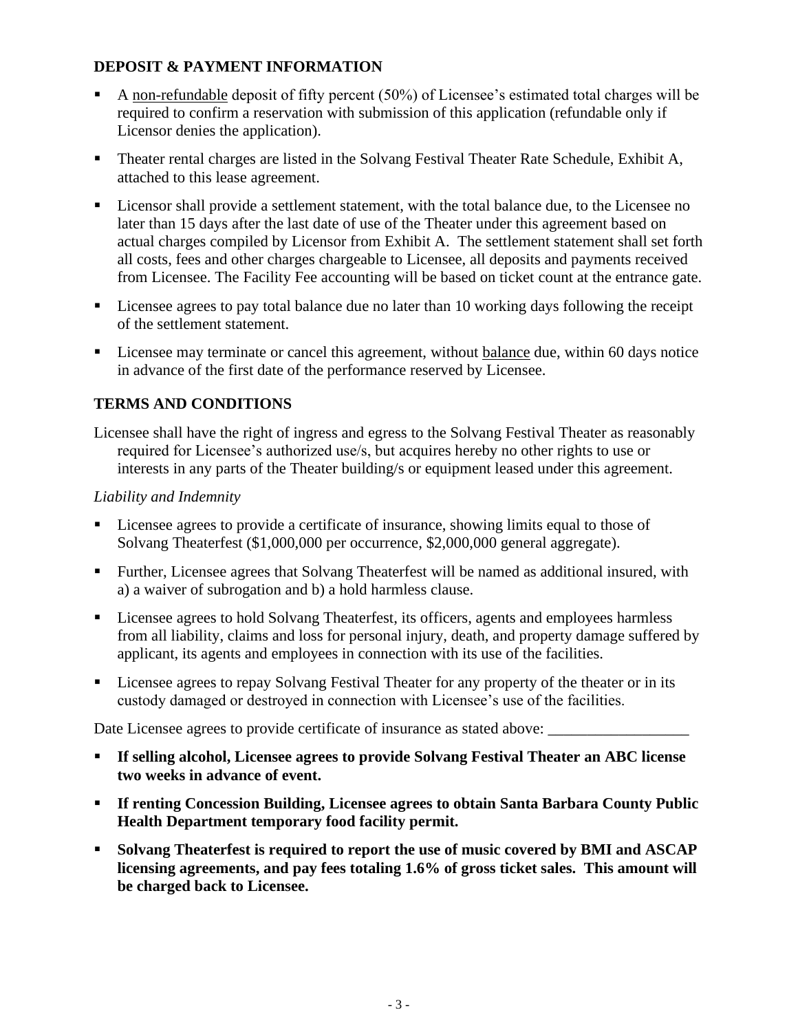## DEPOSIT & PAYMENT INFORMATION

- A <u>non-refundable</u> deposit of fifty percent (50%) of Licensee's estimated total charges will be required to confirm a reservation with submission of this application (refundable only if Licensor denies the application).
- Theater rental charges are listed in the Solvang Festival Theater Rate Schedule, Exhibit A, attached to this lease agreement.
- Licensor shall provide a settlement statement, with the total balance due, to the Licensee no later than 15 days after the last date of use of the Theater under this agreement based on actual charges compiled by Licensor from Exhibit A. The settlement statement shall set forth all costs, fees and other charges chargeable to Licensee, all deposits and payments received from Licensee. The Facility Fee accounting will be based on ticket count at the entrance gate.
- Licensee agrees to pay total balance due no later than 10 working days following the receipt of the settlement statement.
- Licensee may terminate or cancel this agreement, without <u>balance</u> due, within 60 days notice in advance of the first date of the performance reserved by Licensee.

## TERMS AND CONDITIONS

Licensee shall have the right of ingress and egress to the Solvang Festival Theater as reasonably required for Licensee's authorized use/s, but acquires hereby no other rights to use or interests in any parts of the Theater building/s or equipment leased under this agreement.

*Liability and Indemnity*

- Licensee agrees to provide a certificate of insurance, showing limits equal to those of Solvang Theaterfest ($1,000,000 per occurrence, $2,000,000 general aggregate).
- Further, Licensee agrees that Solvang Theaterfest will be named as additional insured, with a) a waiver of subrogation and b) a hold harmless clause.
- Licensee agrees to hold Solvang Theaterfest, its officers, agents and employees harmless from all liability, claims and loss for personal injury, death, and property damage suffered by applicant, its agents and employees in connection with its use of the facilities.
- Licensee agrees to repay Solvang Festival Theater for any property of the theater or in its custody damaged or destroyed in connection with Licensee's use of the facilities.

Date Licensee agrees to provide certificate of insurance as stated above: __________________

- **If selling alcohol, Licensee agrees to provide Solvang Festival Theater an ABC license two weeks in advance of event.**
- **If renting Concession Building, Licensee agrees to obtain Santa Barbara County Public Health Department temporary food facility permit.**
- **Solvang Theaterfest is required to report the use of music covered by BMI and ASCAP licensing agreements, and pay fees totaling 1.6% of gross ticket sales. This amount will be charged back to Licensee.**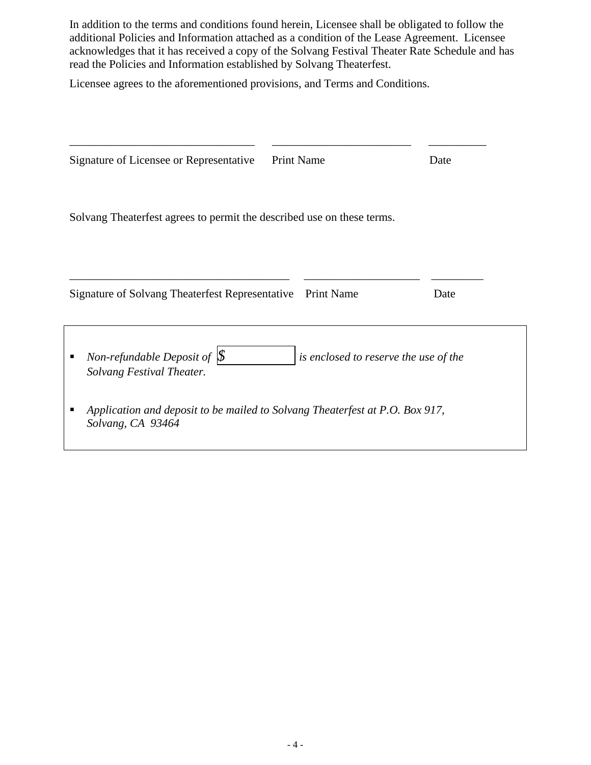In addition to the terms and conditions found herein, Licensee shall be obligated to follow the additional Policies and Information attached as a condition of the Lease Agreement. Licensee acknowledges that it has received a copy of the Solvang Festival Theater Rate Schedule and has read the Policies and Information established by Solvang Theaterfest.

Licensee agrees to the aforementioned provisions, and Terms and Conditions.

_______________________________ _______________________ _________

Signature of Licensee or Representative Print Name Date

Solvang Theaterfest agrees to permit the described use on these terms.

_____________________________________ ___________________ _________

Signature of Solvang Theaterfest Representative Print Name Date

- *Non-refundable Deposit of* $ ____________ *is enclosed to reserve the use of the Solvang Festival Theater.*
- *Application and deposit to be mailed to Solvang Theaterfest at P.O. Box 917, Solvang, CA 93464*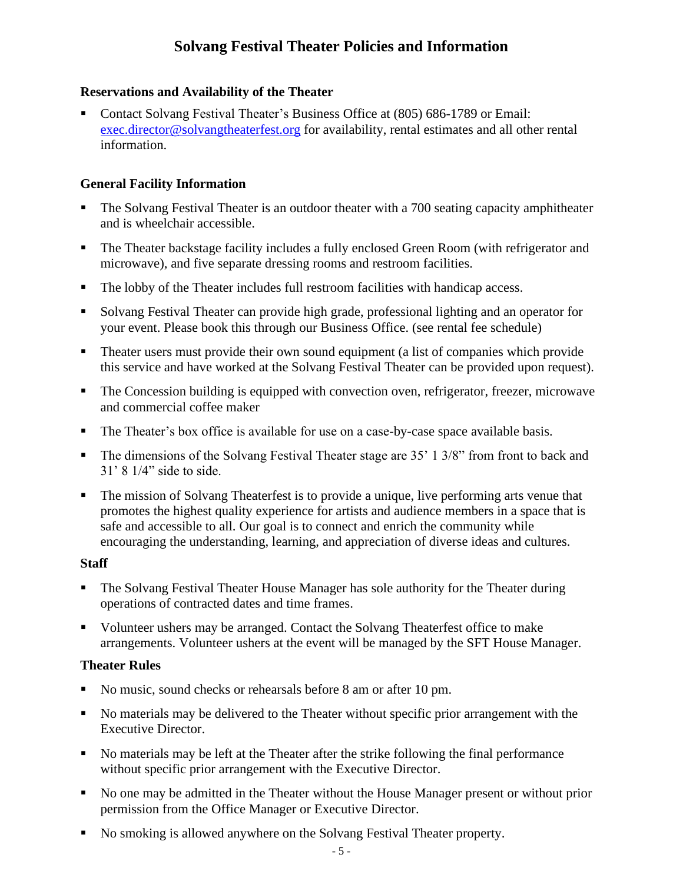# Solvang Festival Theater Policies and Information

### Reservations and Availability of the Theater

- Contact Solvang Festival Theater's Business Office at (805) 686-1789 or Email: exec.director@solvangtheaterfest.org for availability, rental estimates and all other rental information.

### General Facility Information

- The Solvang Festival Theater is an outdoor theater with a 700 seating capacity amphitheater and is wheelchair accessible.
- The Theater backstage facility includes a fully enclosed Green Room (with refrigerator and microwave), and five separate dressing rooms and restroom facilities.
- The lobby of the Theater includes full restroom facilities with handicap access.
- Solvang Festival Theater can provide high grade, professional lighting and an operator for your event. Please book this through our Business Office. (see rental fee schedule)
- Theater users must provide their own sound equipment (a list of companies which provide this service and have worked at the Solvang Festival Theater can be provided upon request).
- The Concession building is equipped with convection oven, refrigerator, freezer, microwave and commercial coffee maker
- The Theater's box office is available for use on a case-by-case space available basis.
- The dimensions of the Solvang Festival Theater stage are 35' 1 3/8" from front to back and 31' 8 1/4" side to side.
- The mission of Solvang Theaterfest is to provide a unique, live performing arts venue that promotes the highest quality experience for artists and audience members in a space that is safe and accessible to all. Our goal is to connect and enrich the community while encouraging the understanding, learning, and appreciation of diverse ideas and cultures.

### Staff

- The Solvang Festival Theater House Manager has sole authority for the Theater during operations of contracted dates and time frames.
- Volunteer ushers may be arranged. Contact the Solvang Theaterfest office to make arrangements. Volunteer ushers at the event will be managed by the SFT House Manager.

### Theater Rules

- No music, sound checks or rehearsals before 8 am or after 10 pm.
- No materials may be delivered to the Theater without specific prior arrangement with the Executive Director.
- No materials may be left at the Theater after the strike following the final performance without specific prior arrangement with the Executive Director.
- No one may be admitted in the Theater without the House Manager present or without prior permission from the Office Manager or Executive Director.
- No smoking is allowed anywhere on the Solvang Festival Theater property.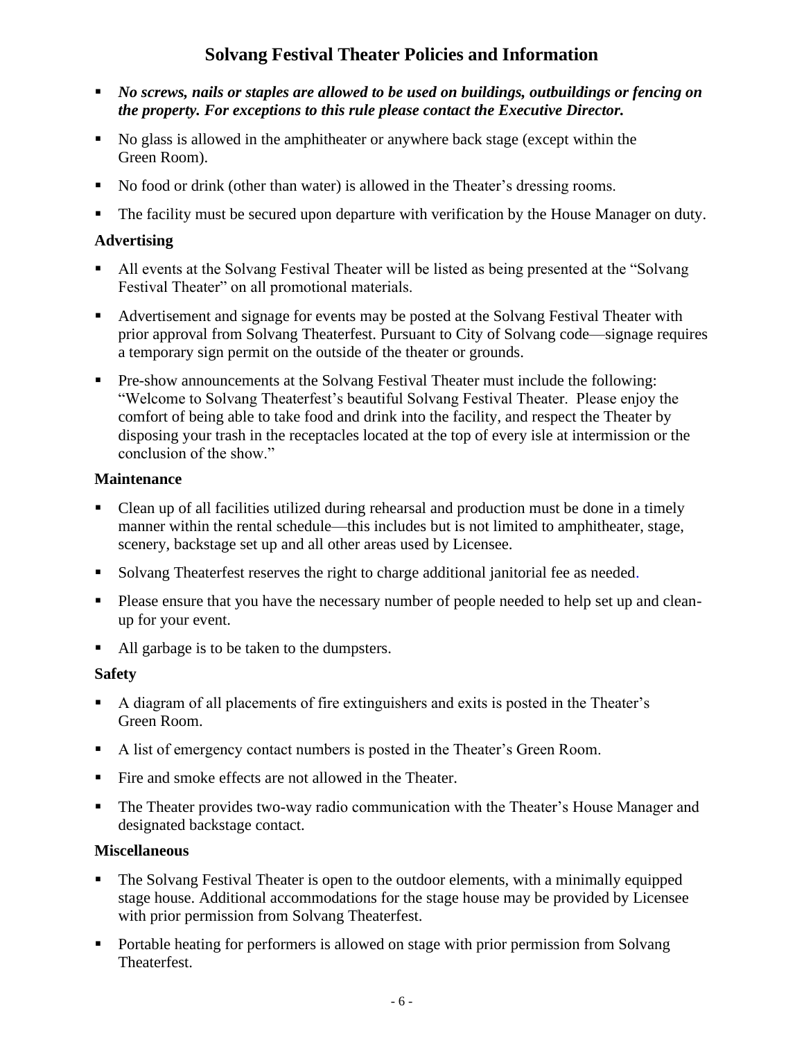# Solvang Festival Theater Policies and Information

- ***No screws, nails or staples are allowed to be used on buildings, outbuildings or fencing on the property. For exceptions to this rule please contact the Executive Director.***
- No glass is allowed in the amphitheater or anywhere back stage (except within the Green Room).
- No food or drink (other than water) is allowed in the Theater's dressing rooms.
- The facility must be secured upon departure with verification by the House Manager on duty.

### Advertising

- All events at the Solvang Festival Theater will be listed as being presented at the "Solvang Festival Theater" on all promotional materials.
- Advertisement and signage for events may be posted at the Solvang Festival Theater with prior approval from Solvang Theaterfest. Pursuant to City of Solvang code—signage requires a temporary sign permit on the outside of the theater or grounds.
- Pre-show announcements at the Solvang Festival Theater must include the following: "Welcome to Solvang Theaterfest's beautiful Solvang Festival Theater. Please enjoy the comfort of being able to take food and drink into the facility, and respect the Theater by disposing your trash in the receptacles located at the top of every isle at intermission or the conclusion of the show."

### Maintenance

- Clean up of all facilities utilized during rehearsal and production must be done in a timely manner within the rental schedule—this includes but is not limited to amphitheater, stage, scenery, backstage set up and all other areas used by Licensee.
- Solvang Theaterfest reserves the right to charge additional janitorial fee as needed.
- Please ensure that you have the necessary number of people needed to help set up and clean-up for your event.
- All garbage is to be taken to the dumpsters.

### Safety

- A diagram of all placements of fire extinguishers and exits is posted in the Theater's Green Room.
- A list of emergency contact numbers is posted in the Theater's Green Room.
- Fire and smoke effects are not allowed in the Theater.
- The Theater provides two-way radio communication with the Theater's House Manager and designated backstage contact.

### Miscellaneous

- The Solvang Festival Theater is open to the outdoor elements, with a minimally equipped stage house. Additional accommodations for the stage house may be provided by Licensee with prior permission from Solvang Theaterfest.
- Portable heating for performers is allowed on stage with prior permission from Solvang Theaterfest.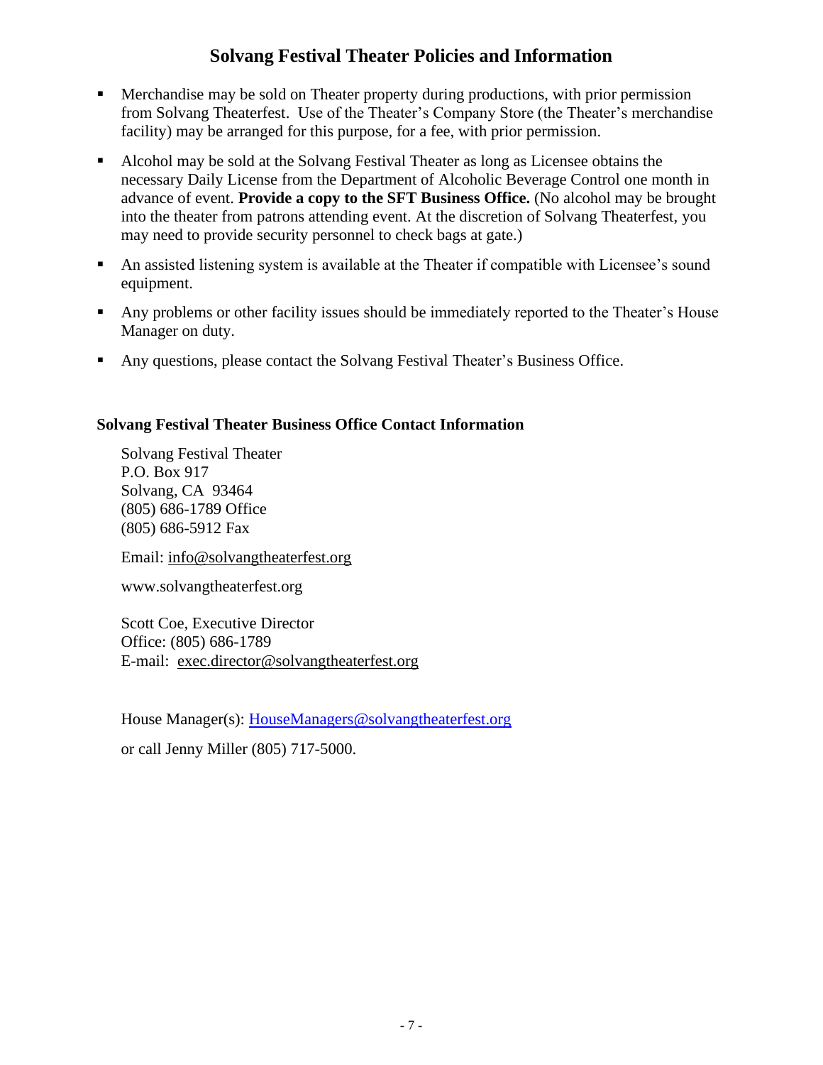## Solvang Festival Theater Policies and Information

- Merchandise may be sold on Theater property during productions, with prior permission from Solvang Theaterfest. Use of the Theater's Company Store (the Theater's merchandise facility) may be arranged for this purpose, for a fee, with prior permission.
- Alcohol may be sold at the Solvang Festival Theater as long as Licensee obtains the necessary Daily License from the Department of Alcoholic Beverage Control one month in advance of event. **Provide a copy to the SFT Business Office.** (No alcohol may be brought into the theater from patrons attending event. At the discretion of Solvang Theaterfest, you may need to provide security personnel to check bags at gate.)
- An assisted listening system is available at the Theater if compatible with Licensee's sound equipment.
- Any problems or other facility issues should be immediately reported to the Theater's House Manager on duty.
- Any questions, please contact the Solvang Festival Theater's Business Office.

**Solvang Festival Theater Business Office Contact Information**

Solvang Festival Theater
P.O. Box 917
Solvang, CA 93464
(805) 686-1789 Office
(805) 686-5912 Fax

Email: info@solvangtheaterfest.org

www.solvangtheaterfest.org

Scott Coe, Executive Director
Office: (805) 686-1789
E-mail: exec.director@solvangtheaterfest.org

House Manager(s): HouseManagers@solvangtheaterfest.org

or call Jenny Miller (805) 717-5000.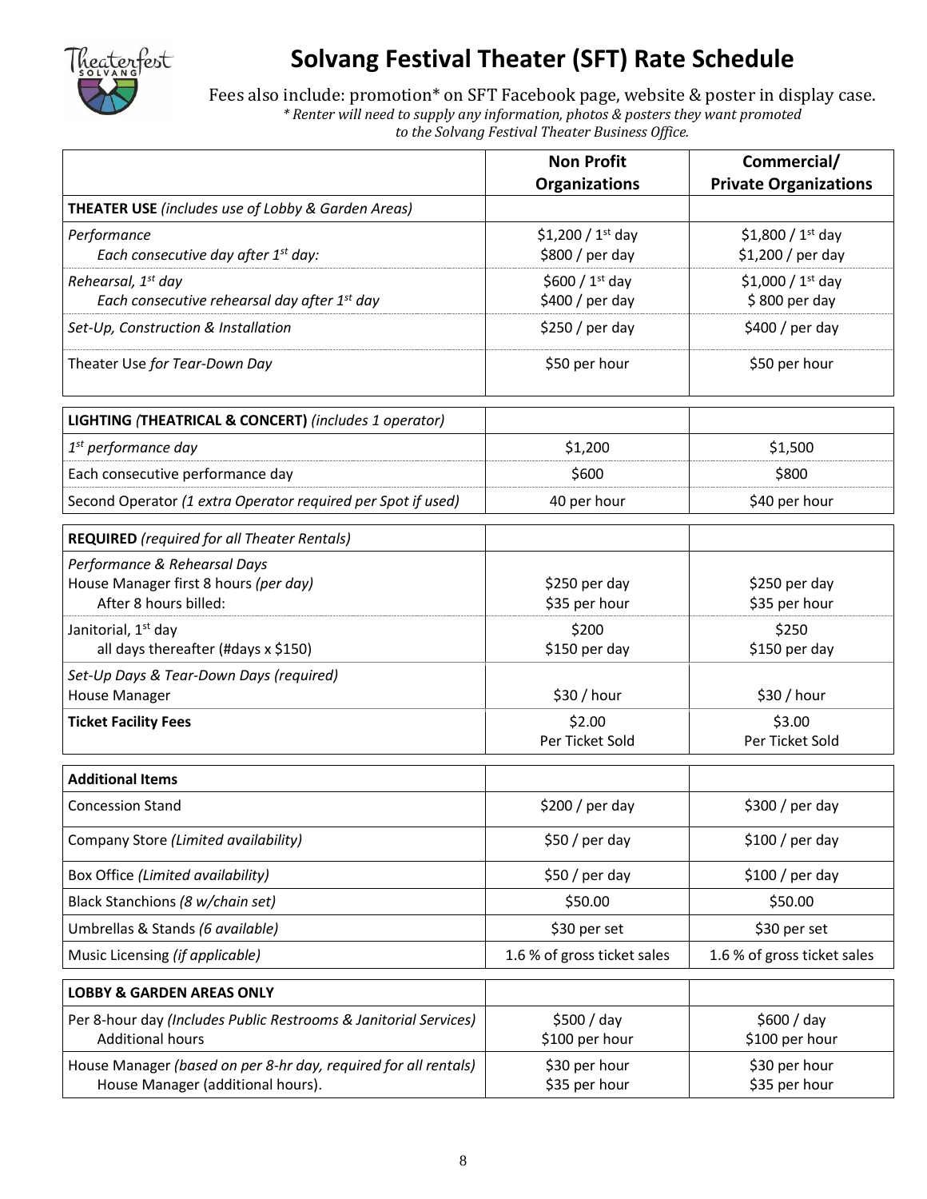# Solvang Festival Theater (SFT) Rate Schedule

Fees also include: promotion* on SFT Facebook page, website & poster in display case.

*\* Renter will need to supply any information, photos & posters they want promoted to the Solvang Festival Theater Business Office.*

| | Non Profit Organizations | Commercial/ Private Organizations |
|---|---|---|
| **THEATER USE** *(includes use of Lobby & Garden Areas)* | | |
| *Performance*<br>*Each consecutive day after 1st day:* | \$1,200 / 1st day<br>\$800 / per day | \$1,800 / 1st day<br>\$1,200 / per day |
| *Rehearsal, 1st day*<br>*Each consecutive rehearsal day after 1st day* | \$600 / 1st day<br>\$400 / per day | \$1,000 / 1st day<br>\$ 800 per day |
| *Set-Up, Construction & Installation* | \$250 / per day | \$400 / per day |
| Theater Use *for Tear-Down Day* | \$50 per hour | \$50 per hour |
| **LIGHTING** ***(THEATRICAL & CONCERT)*** *(includes 1 operator)* | | |
| *1st performance day* | \$1,200 | \$1,500 |
| Each consecutive performance day | \$600 | \$800 |
| Second Operator *(1 extra Operator required per Spot if used)* | 40 per hour | \$40 per hour |
| **REQUIRED** *(required for all Theater Rentals)* | | |
| *Performance & Rehearsal Days*<br>House Manager first 8 hours *(per day)*<br>After 8 hours billed: | \$250 per day<br>\$35 per hour | \$250 per day<br>\$35 per hour |
| Janitorial, 1st day<br>all days thereafter (#days x \$150) | \$200<br>\$150 per day | \$250<br>\$150 per day |
| *Set-Up Days & Tear-Down Days (required)*<br>House Manager | \$30 / hour | \$30 / hour |
| **Ticket Facility Fees** | \$2.00<br>Per Ticket Sold | \$3.00<br>Per Ticket Sold |
| **Additional Items** | | |
| Concession Stand | \$200 / per day | \$300 / per day |
| Company Store *(Limited availability)* | \$50 / per day | \$100 / per day |
| Box Office *(Limited availability)* | \$50 / per day | \$100 / per day |
| Black Stanchions *(8 w/chain set)* | \$50.00 | \$50.00 |
| Umbrellas & Stands *(6 available)* | \$30 per set | \$30 per set |
| Music Licensing *(if applicable)* | 1.6 % of gross ticket sales | 1.6 % of gross ticket sales |
| **LOBBY & GARDEN AREAS ONLY** | | |
| Per 8-hour day *(Includes Public Restrooms & Janitorial Services)*<br>Additional hours | \$500 / day<br>\$100 per hour | \$600 / day<br>\$100 per hour |
| House Manager *(based on per 8-hr day, required for all rentals)*<br>House Manager (additional hours). | \$30 per hour<br>\$35 per hour | \$30 per hour<br>\$35 per hour |